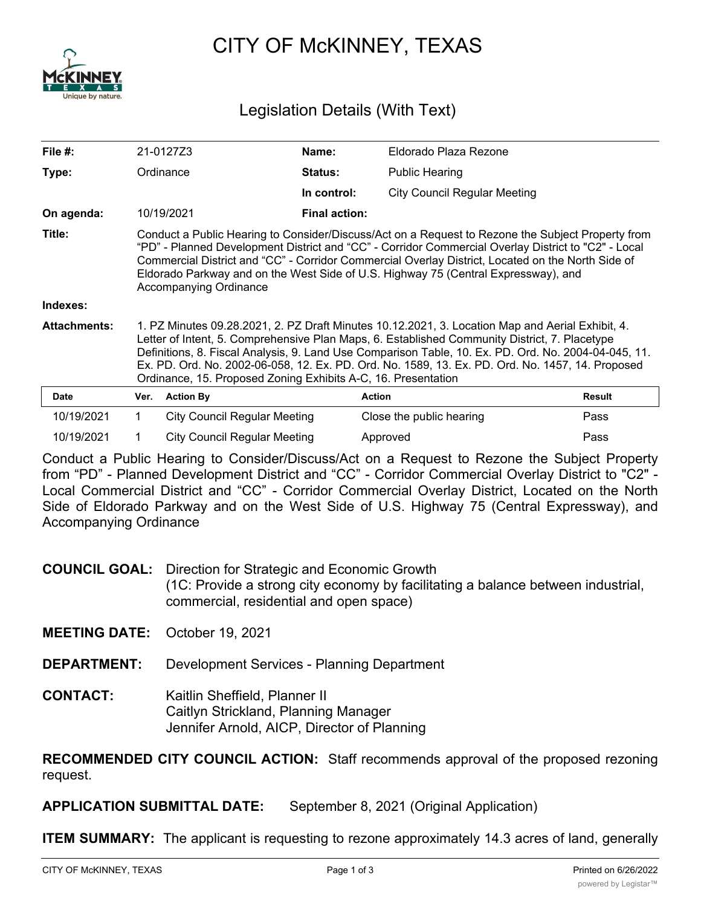# CITY OF McKINNEY, TEXAS

## Legislation Details (With Text)

| | | | |
|---|---|---|---|
| **File #:** | 21-0127Z3 | **Name:** | Eldorado Plaza Rezone |
| **Type:** | Ordinance | **Status:** | Public Hearing |
| | | **In control:** | City Council Regular Meeting |
| **On agenda:** | 10/19/2021 | **Final action:** | |

**Title:** Conduct a Public Hearing to Consider/Discuss/Act on a Request to Rezone the Subject Property from "PD" - Planned Development District and "CC" - Corridor Commercial Overlay District to "C2" - Local Commercial District and "CC" - Corridor Commercial Overlay District, Located on the North Side of Eldorado Parkway and on the West Side of U.S. Highway 75 (Central Expressway), and Accompanying Ordinance

**Indexes:**

**Attachments:** 1. PZ Minutes 09.28.2021, 2. PZ Draft Minutes 10.12.2021, 3. Location Map and Aerial Exhibit, 4. Letter of Intent, 5. Comprehensive Plan Maps, 6. Established Community District, 7. Placetype Definitions, 8. Fiscal Analysis, 9. Land Use Comparison Table, 10. Ex. PD. Ord. No. 2004-04-045, 11. Ex. PD. Ord. No. 2002-06-058, 12. Ex. PD. Ord. No. 1589, 13. Ex. PD. Ord. No. 1457, 14. Proposed Ordinance, 15. Proposed Zoning Exhibits A-C, 16. Presentation

| Date | Ver. | Action By | Action | Result |
|---|---|---|---|---|
| 10/19/2021 | 1 | City Council Regular Meeting | Close the public hearing | Pass |
| 10/19/2021 | 1 | City Council Regular Meeting | Approved | Pass |

Conduct a Public Hearing to Consider/Discuss/Act on a Request to Rezone the Subject Property from "PD" - Planned Development District and "CC" - Corridor Commercial Overlay District to "C2" - Local Commercial District and "CC" - Corridor Commercial Overlay District, Located on the North Side of Eldorado Parkway and on the West Side of U.S. Highway 75 (Central Expressway), and Accompanying Ordinance

**COUNCIL GOAL:** Direction for Strategic and Economic Growth
(1C: Provide a strong city economy by facilitating a balance between industrial, commercial, residential and open space)

**MEETING DATE:** October 19, 2021

**DEPARTMENT:** Development Services - Planning Department

**CONTACT:** Kaitlin Sheffield, Planner II
Caitlyn Strickland, Planning Manager
Jennifer Arnold, AICP, Director of Planning

**RECOMMENDED CITY COUNCIL ACTION:** Staff recommends approval of the proposed rezoning request.

**APPLICATION SUBMITTAL DATE:** September 8, 2021 (Original Application)

**ITEM SUMMARY:** The applicant is requesting to rezone approximately 14.3 acres of land, generally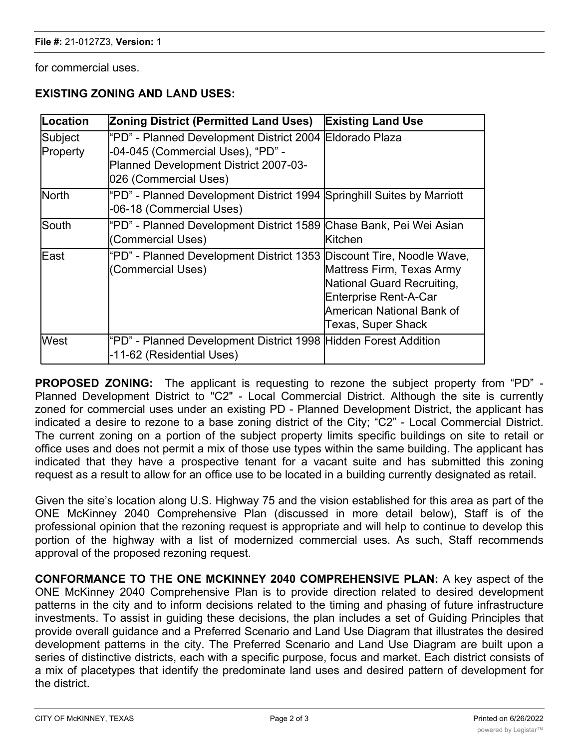for commercial uses.

**EXISTING ZONING AND LAND USES:**

| Location | Zoning District (Permitted Land Uses) | Existing Land Use |
|---|---|---|
| Subject Property | "PD" - Planned Development District 2004-04-045 (Commercial Uses), "PD" - Planned Development District 2007-03-026 (Commercial Uses) | Eldorado Plaza |
| North | "PD" - Planned Development District 1994-06-18 (Commercial Uses) | Springhill Suites by Marriott |
| South | "PD" - Planned Development District 1589 (Commercial Uses) | Chase Bank, Pei Wei Asian Kitchen |
| East | "PD" - Planned Development District 1353 (Commercial Uses) | Discount Tire, Noodle Wave, Mattress Firm, Texas Army National Guard Recruiting, Enterprise Rent-A-Car American National Bank of Texas, Super Shack |
| West | "PD" - Planned Development District 1998-11-62 (Residential Uses) | Hidden Forest Addition |

**PROPOSED ZONING:** The applicant is requesting to rezone the subject property from "PD" - Planned Development District to "C2" - Local Commercial District. Although the site is currently zoned for commercial uses under an existing PD - Planned Development District, the applicant has indicated a desire to rezone to a base zoning district of the City; "C2" - Local Commercial District. The current zoning on a portion of the subject property limits specific buildings on site to retail or office uses and does not permit a mix of those use types within the same building. The applicant has indicated that they have a prospective tenant for a vacant suite and has submitted this zoning request as a result to allow for an office use to be located in a building currently designated as retail.

Given the site's location along U.S. Highway 75 and the vision established for this area as part of the ONE McKinney 2040 Comprehensive Plan (discussed in more detail below), Staff is of the professional opinion that the rezoning request is appropriate and will help to continue to develop this portion of the highway with a list of modernized commercial uses. As such, Staff recommends approval of the proposed rezoning request.

**CONFORMANCE TO THE ONE MCKINNEY 2040 COMPREHENSIVE PLAN:** A key aspect of the ONE McKinney 2040 Comprehensive Plan is to provide direction related to desired development patterns in the city and to inform decisions related to the timing and phasing of future infrastructure investments. To assist in guiding these decisions, the plan includes a set of Guiding Principles that provide overall guidance and a Preferred Scenario and Land Use Diagram that illustrates the desired development patterns in the city. The Preferred Scenario and Land Use Diagram are built upon a series of distinctive districts, each with a specific purpose, focus and market. Each district consists of a mix of placetypes that identify the predominate land uses and desired pattern of development for the district.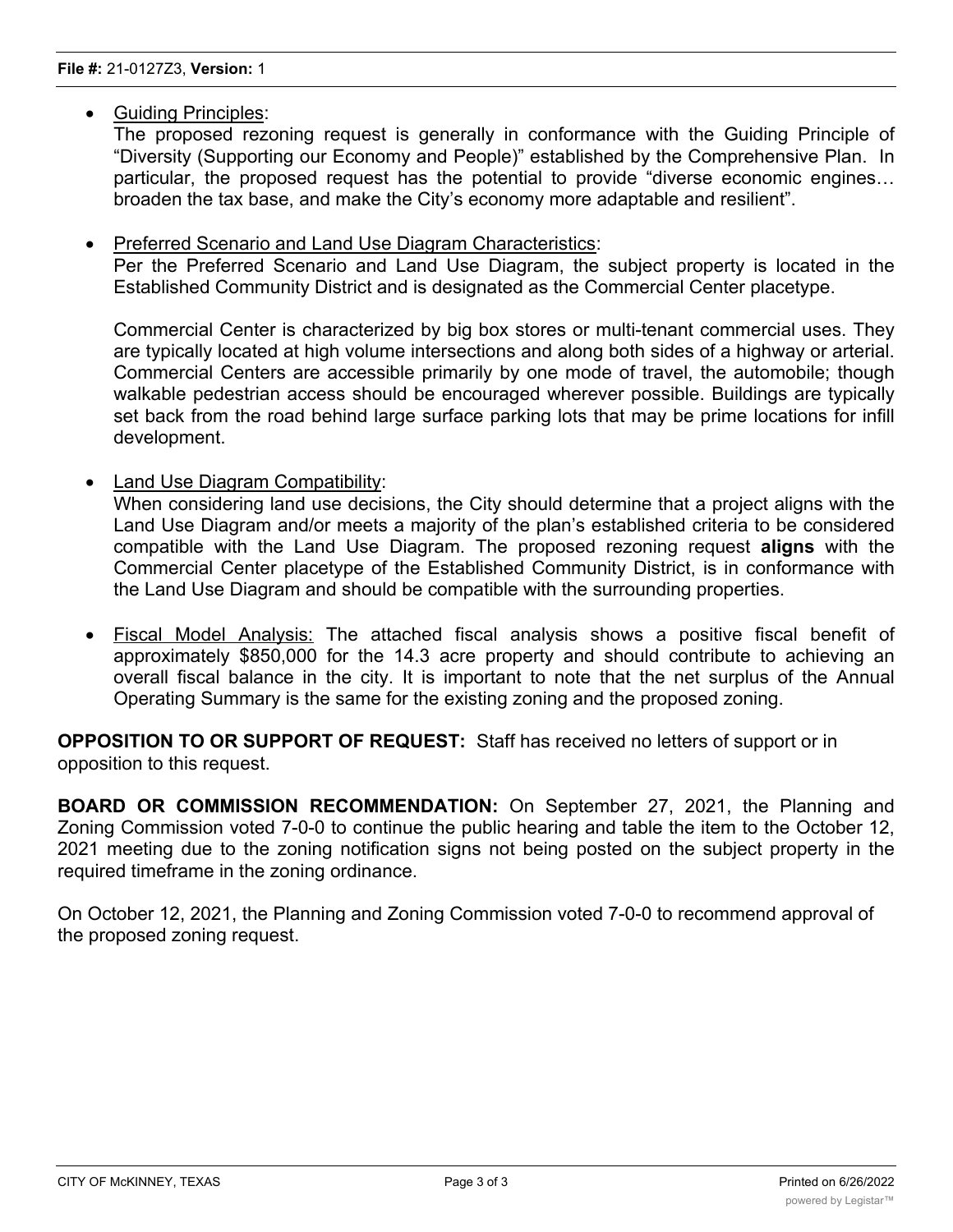- Guiding Principles:
  The proposed rezoning request is generally in conformance with the Guiding Principle of "Diversity (Supporting our Economy and People)" established by the Comprehensive Plan. In particular, the proposed request has the potential to provide "diverse economic engines… broaden the tax base, and make the City's economy more adaptable and resilient".

- Preferred Scenario and Land Use Diagram Characteristics:
  Per the Preferred Scenario and Land Use Diagram, the subject property is located in the Established Community District and is designated as the Commercial Center placetype.

  Commercial Center is characterized by big box stores or multi-tenant commercial uses. They are typically located at high volume intersections and along both sides of a highway or arterial. Commercial Centers are accessible primarily by one mode of travel, the automobile; though walkable pedestrian access should be encouraged wherever possible. Buildings are typically set back from the road behind large surface parking lots that may be prime locations for infill development.

- Land Use Diagram Compatibility:
  When considering land use decisions, the City should determine that a project aligns with the Land Use Diagram and/or meets a majority of the plan's established criteria to be considered compatible with the Land Use Diagram. The proposed rezoning request **aligns** with the Commercial Center placetype of the Established Community District, is in conformance with the Land Use Diagram and should be compatible with the surrounding properties.

- Fiscal Model Analysis: The attached fiscal analysis shows a positive fiscal benefit of approximately $850,000 for the 14.3 acre property and should contribute to achieving an overall fiscal balance in the city. It is important to note that the net surplus of the Annual Operating Summary is the same for the existing zoning and the proposed zoning.

**OPPOSITION TO OR SUPPORT OF REQUEST:** Staff has received no letters of support or in opposition to this request.

**BOARD OR COMMISSION RECOMMENDATION:** On September 27, 2021, the Planning and Zoning Commission voted 7-0-0 to continue the public hearing and table the item to the October 12, 2021 meeting due to the zoning notification signs not being posted on the subject property in the required timeframe in the zoning ordinance.

On October 12, 2021, the Planning and Zoning Commission voted 7-0-0 to recommend approval of the proposed zoning request.